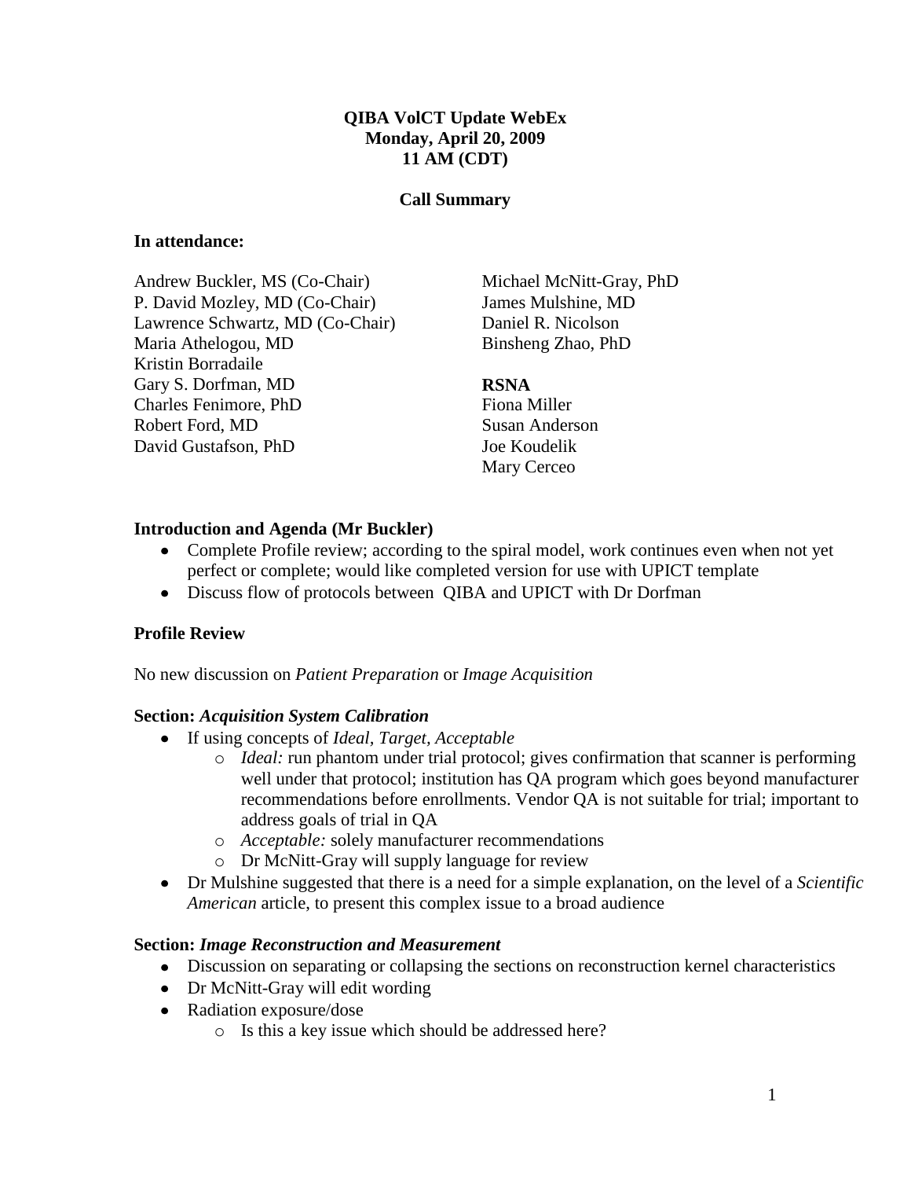**QIBA VolCT Update WebEx**
**Monday, April 20, 2009**
**11 AM (CDT)**

**Call Summary**

**In attendance:**

Andrew Buckler, MS (Co-Chair)
P. David Mozley, MD (Co-Chair)
Lawrence Schwartz, MD (Co-Chair)
Maria Athelogou, MD
Kristin Borradaile
Gary S. Dorfman, MD
Charles Fenimore, PhD
Robert Ford, MD
David Gustafson, PhD
Michael McNitt-Gray, PhD
James Mulshine, MD
Daniel R. Nicolson
Binsheng Zhao, PhD

**RSNA**
Fiona Miller
Susan Anderson
Joe Koudelik
Mary Cerceo

**Introduction and Agenda (Mr Buckler)**

- Complete Profile review; according to the spiral model, work continues even when not yet perfect or complete; would like completed version for use with UPICT template
- Discuss flow of protocols between QIBA and UPICT with Dr Dorfman

**Profile Review**

No new discussion on *Patient Preparation* or *Image Acquisition*

**Section:** ***Acquisition System Calibration***

- If using concepts of *Ideal, Target, Acceptable*
  - *Ideal:* run phantom under trial protocol; gives confirmation that scanner is performing well under that protocol; institution has QA program which goes beyond manufacturer recommendations before enrollments. Vendor QA is not suitable for trial; important to address goals of trial in QA
  - *Acceptable:* solely manufacturer recommendations
  - Dr McNitt-Gray will supply language for review
- Dr Mulshine suggested that there is a need for a simple explanation, on the level of a *Scientific American* article, to present this complex issue to a broad audience

**Section:** ***Image Reconstruction and Measurement***

- Discussion on separating or collapsing the sections on reconstruction kernel characteristics
- Dr McNitt-Gray will edit wording
- Radiation exposure/dose
  - Is this a key issue which should be addressed here?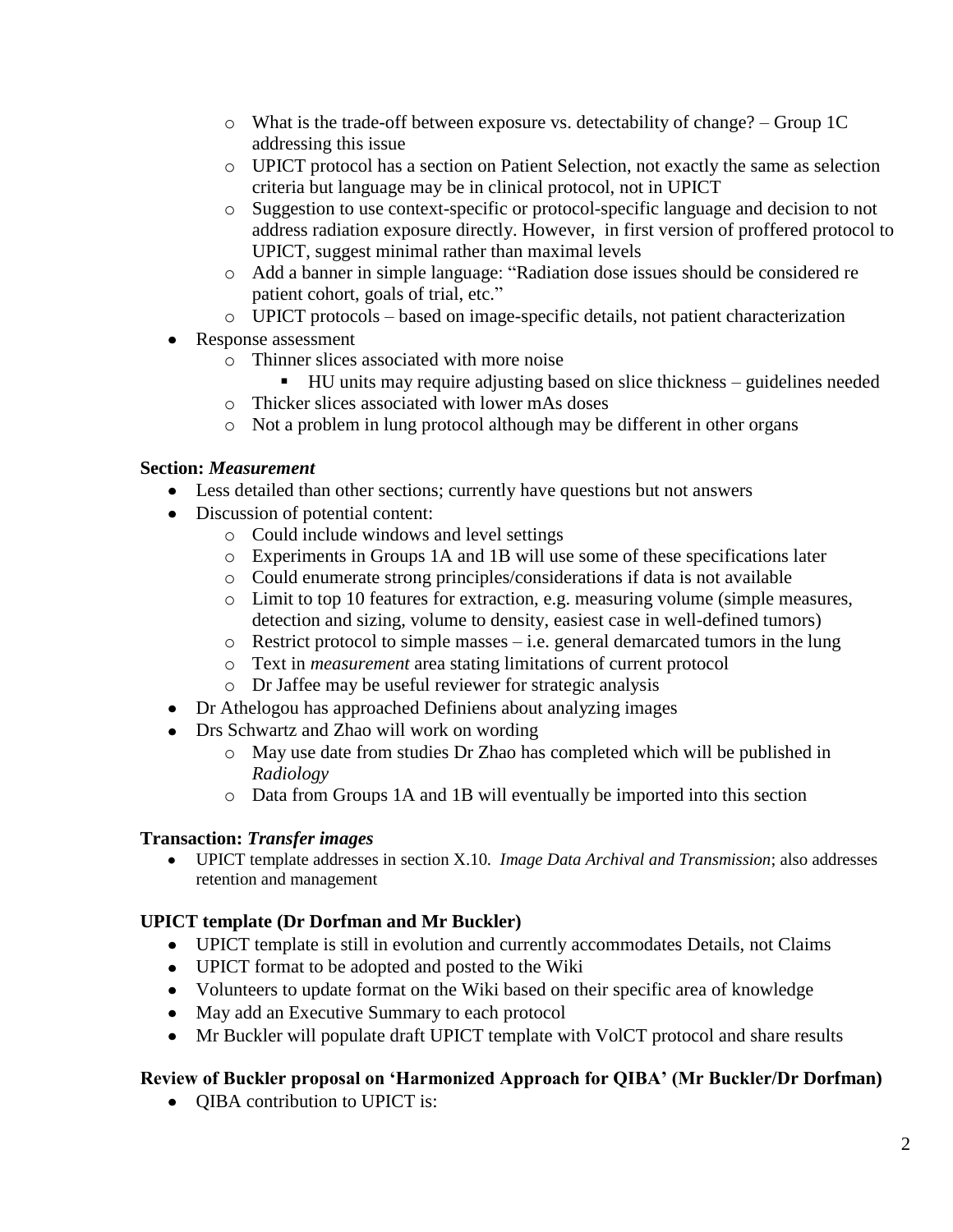- What is the trade-off between exposure vs. detectability of change? – Group 1C addressing this issue
- UPICT protocol has a section on Patient Selection, not exactly the same as selection criteria but language may be in clinical protocol, not in UPICT
- Suggestion to use context-specific or protocol-specific language and decision to not address radiation exposure directly. However, in first version of proffered protocol to UPICT, suggest minimal rather than maximal levels
- Add a banner in simple language: "Radiation dose issues should be considered re patient cohort, goals of trial, etc."
- UPICT protocols – based on image-specific details, not patient characterization

- Response assessment
  - Thinner slices associated with more noise
    - HU units may require adjusting based on slice thickness – guidelines needed
  - Thicker slices associated with lower mAs doses
  - Not a problem in lung protocol although may be different in other organs

**Section: *Measurement***

- Less detailed than other sections; currently have questions but not answers
- Discussion of potential content:
  - Could include windows and level settings
  - Experiments in Groups 1A and 1B will use some of these specifications later
  - Could enumerate strong principles/considerations if data is not available
  - Limit to top 10 features for extraction, e.g. measuring volume (simple measures, detection and sizing, volume to density, easiest case in well-defined tumors)
  - Restrict protocol to simple masses – i.e. general demarcated tumors in the lung
  - Text in *measurement* area stating limitations of current protocol
  - Dr Jaffee may be useful reviewer for strategic analysis
- Dr Athelogou has approached Definiens about analyzing images
- Drs Schwartz and Zhao will work on wording
  - May use date from studies Dr Zhao has completed which will be published in *Radiology*
  - Data from Groups 1A and 1B will eventually be imported into this section

**Transaction: *Transfer images***

- UPICT template addresses in section X.10. *Image Data Archival and Transmission*; also addresses retention and management

**UPICT template (Dr Dorfman and Mr Buckler)**

- UPICT template is still in evolution and currently accommodates Details, not Claims
- UPICT format to be adopted and posted to the Wiki
- Volunteers to update format on the Wiki based on their specific area of knowledge
- May add an Executive Summary to each protocol
- Mr Buckler will populate draft UPICT template with VolCT protocol and share results

**Review of Buckler proposal on 'Harmonized Approach for QIBA' (Mr Buckler/Dr Dorfman)**

- QIBA contribution to UPICT is: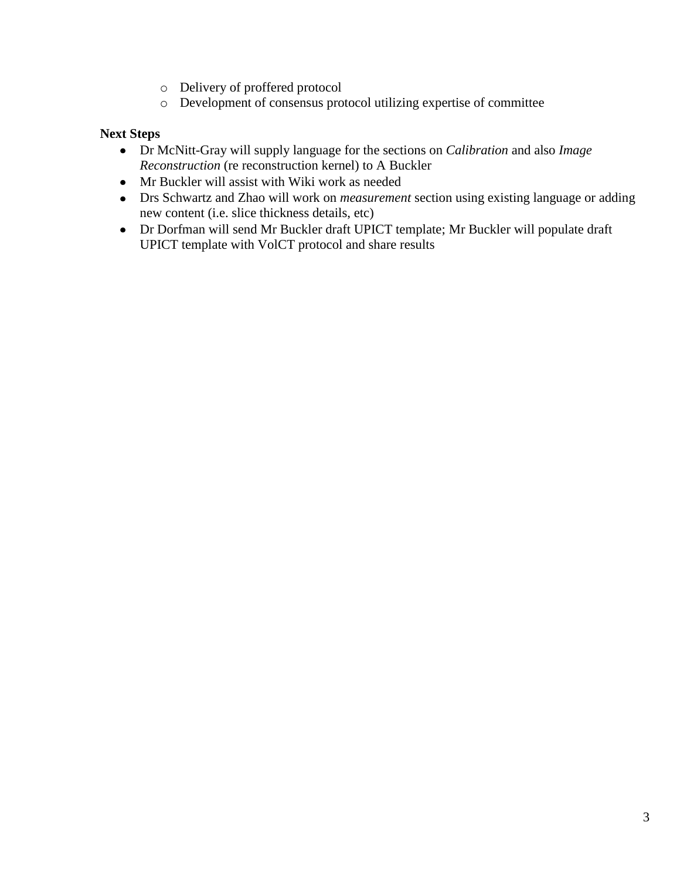- Delivery of proffered protocol
  - Development of consensus protocol utilizing expertise of committee

**Next Steps**

- Dr McNitt-Gray will supply language for the sections on *Calibration* and also *Image Reconstruction* (re reconstruction kernel) to A Buckler
- Mr Buckler will assist with Wiki work as needed
- Drs Schwartz and Zhao will work on *measurement* section using existing language or adding new content (i.e. slice thickness details, etc)
- Dr Dorfman will send Mr Buckler draft UPICT template; Mr Buckler will populate draft UPICT template with VolCT protocol and share results